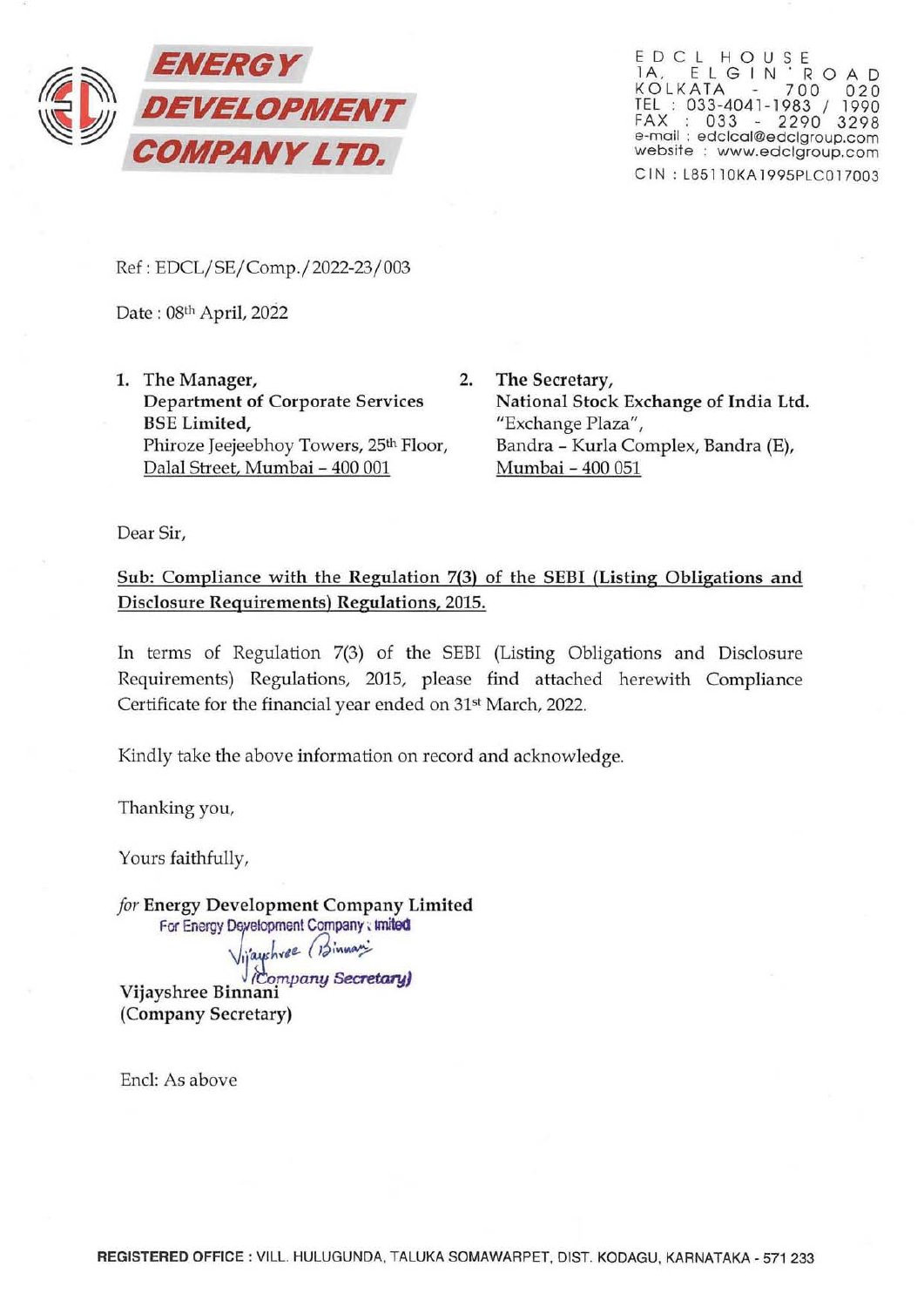# ENERGY DEVELOPMENT COMPANY LTD.

EDCL HOUSE
1A, ELGIN ROAD
KOLKATA - 700 020
TEL : 033-4041-1983 / 1990
FAX : 033 - 2290 3298
e-mail : edclcal@edclgroup.com
website : www.edclgroup.com
CIN : L85110KA1995PLC017003

Ref : EDCL/SE/Comp./2022-23/003

Date : 08th April, 2022

1. **The Manager,**
   **Department of Corporate Services**
   **BSE Limited,**
   Phiroze Jeejeebhoy Towers, 25th Floor,
   Dalal Street, Mumbai – 400 001

2. **The Secretary,**
   **National Stock Exchange of India Ltd.**
   "Exchange Plaza",
   Bandra – Kurla Complex, Bandra (E),
   Mumbai – 400 051

Dear Sir,

**Sub: Compliance with the Regulation 7(3) of the SEBI (Listing Obligations and Disclosure Requirements) Regulations, 2015.**

In terms of Regulation 7(3) of the SEBI (Listing Obligations and Disclosure Requirements) Regulations, 2015, please find attached herewith Compliance Certificate for the financial year ended on 31st March, 2022.

Kindly take the above information on record and acknowledge.

Thanking you,

Yours faithfully,

*for* **Energy Development Company Limited**

For Energy Development Company Limited

Vijayshree Binnani

(Company Secretary)

**Vijayshree Binnani**
**(Company Secretary)**

Encl: As above

**REGISTERED OFFICE** : VILL. HULUGUNDA, TALUKA SOMAWARPET, DIST. KODAGU, KARNATAKA - 571 233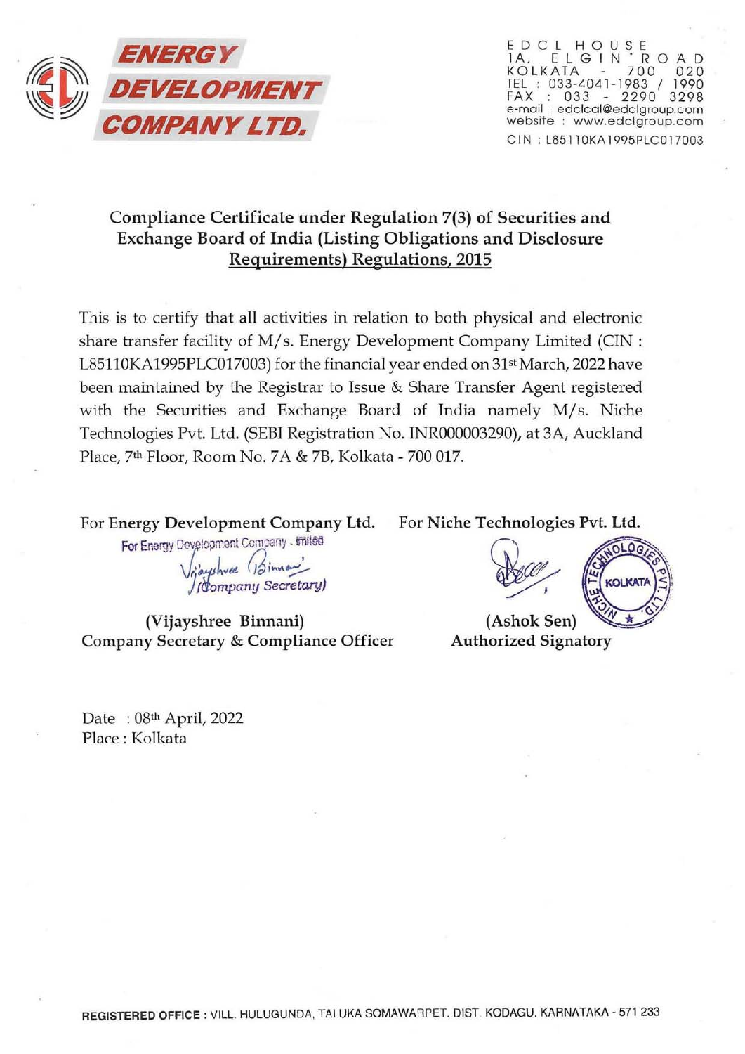**ENERGY DEVELOPMENT COMPANY LTD.**

EDCL HOUSE
1A, ELGIN ROAD
KOLKATA - 700 020
TEL : 033-4041-1983 / 1990
FAX : 033 - 2290 3298
e-mail : edclcal@edclgroup.com
website : www.edclgroup.com
CIN : L85110KA1995PLC017003

## Compliance Certificate under Regulation 7(3) of Securities and Exchange Board of India (Listing Obligations and Disclosure Requirements) Regulations, 2015

This is to certify that all activities in relation to both physical and electronic share transfer facility of M/s. Energy Development Company Limited (CIN : L85110KA1995PLC017003) for the financial year ended on 31st March, 2022 have been maintained by the Registrar to Issue & Share Transfer Agent registered with the Securities and Exchange Board of India namely M/s. Niche Technologies Pvt. Ltd. (SEBI Registration No. INR000003290), at 3A, Auckland Place, 7th Floor, Room No. 7A & 7B, Kolkata - 700 017.

For **Energy Development Company Ltd.**

For Energy Development Company Limited

*(Company Secretary)*

**(Vijayshree Binnani)**
**Company Secretary & Compliance Officer**

For **Niche Technologies Pvt. Ltd.**

**(Ashok Sen)**
**Authorized Signatory**

Date : 08th April, 2022
Place : Kolkata

**REGISTERED OFFICE :** VILL. HULUGUNDA, TALUKA SOMAWARPET, DIST. KODAGU, KARNATAKA - 571 233